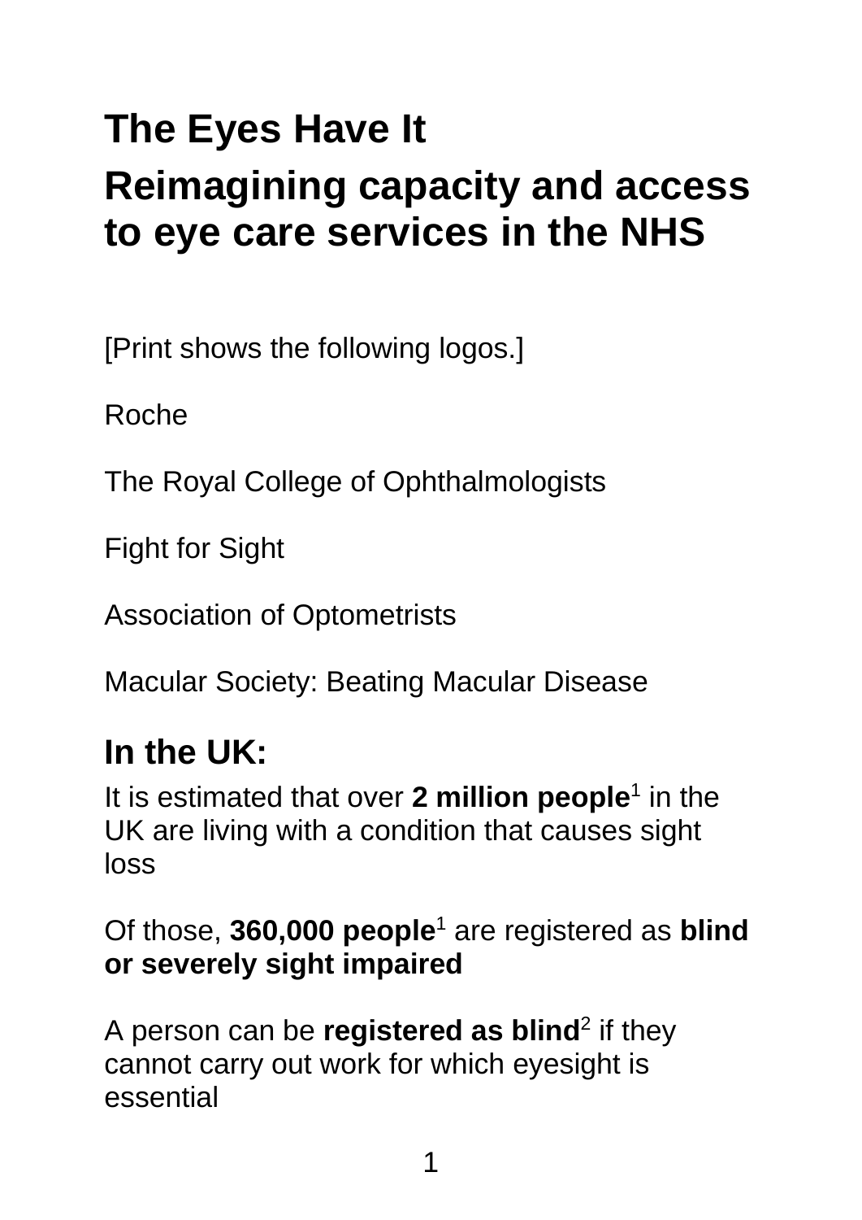# The Eyes Have It

## Reimagining capacity and access to eye care services in the NHS

[Print shows the following logos.]

Roche

The Royal College of Ophthalmologists

Fight for Sight

Association of Optometrists

Macular Society: Beating Macular Disease

## In the UK:

It is estimated that over **2 million people**[1] in the UK are living with a condition that causes sight loss

Of those, **360,000 people**[1] are registered as **blind or severely sight impaired**

A person can be **registered as blind**[2] if they cannot carry out work for which eyesight is essential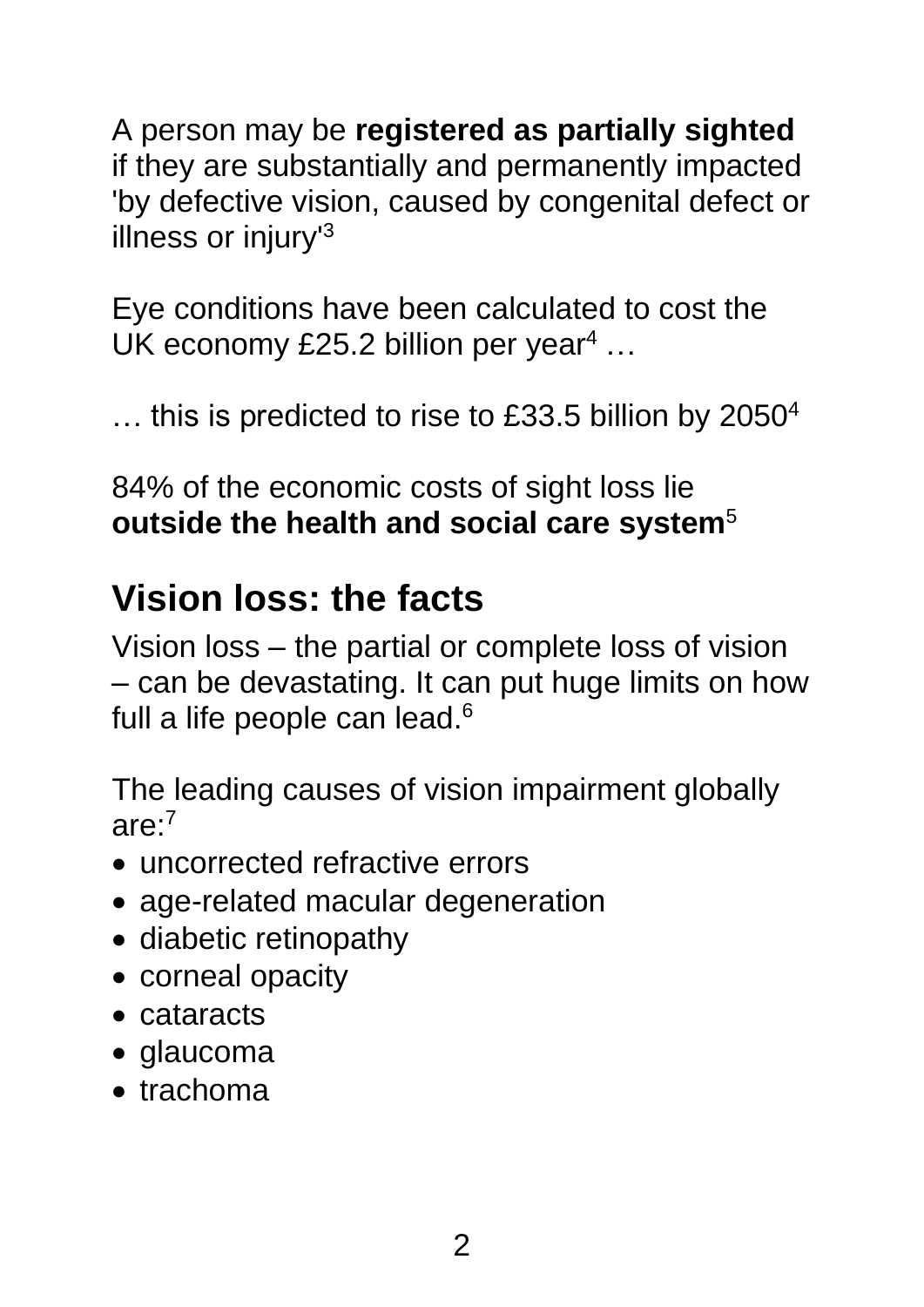A person may be **registered as partially sighted** if they are substantially and permanently impacted 'by defective vision, caused by congenital defect or illness or injury'[3]

Eye conditions have been calculated to cost the UK economy £25.2 billion per year[4] …

… this is predicted to rise to £33.5 billion by 2050[4]

84% of the economic costs of sight loss lie **outside the health and social care system**[5]

## Vision loss: the facts

Vision loss – the partial or complete loss of vision – can be devastating. It can put huge limits on how full a life people can lead.[6]

The leading causes of vision impairment globally are:[7]

- uncorrected refractive errors
- age-related macular degeneration
- diabetic retinopathy
- corneal opacity
- cataracts
- glaucoma
- trachoma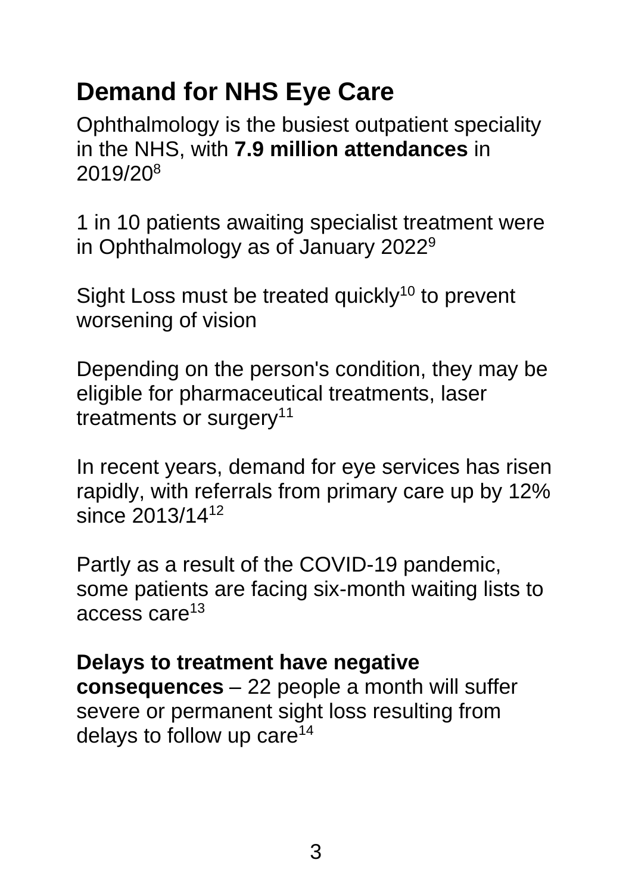## Demand for NHS Eye Care

Ophthalmology is the busiest outpatient speciality in the NHS, with **7.9 million attendances** in 2019/20[8]

1 in 10 patients awaiting specialist treatment were in Ophthalmology as of January 2022[9]

Sight Loss must be treated quickly[10] to prevent worsening of vision

Depending on the person's condition, they may be eligible for pharmaceutical treatments, laser treatments or surgery[11]

In recent years, demand for eye services has risen rapidly, with referrals from primary care up by 12% since 2013/14[12]

Partly as a result of the COVID-19 pandemic, some patients are facing six-month waiting lists to access care[13]

**Delays to treatment have negative consequences** – 22 people a month will suffer severe or permanent sight loss resulting from delays to follow up care[14]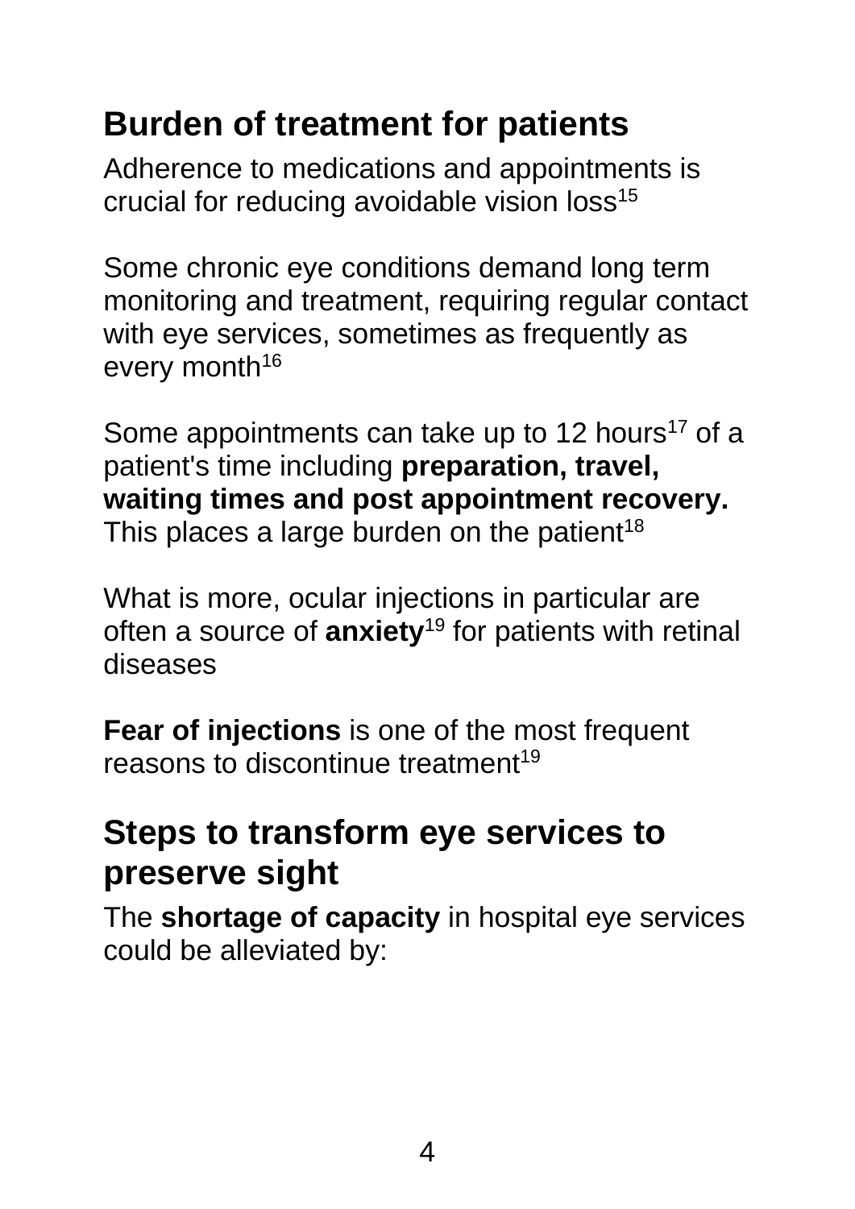## Burden of treatment for patients

Adherence to medications and appointments is crucial for reducing avoidable vision loss[15]

Some chronic eye conditions demand long term monitoring and treatment, requiring regular contact with eye services, sometimes as frequently as every month[16]

Some appointments can take up to 12 hours[17] of a patient's time including **preparation, travel, waiting times and post appointment recovery.** This places a large burden on the patient[18]

What is more, ocular injections in particular are often a source of **anxiety**[19] for patients with retinal diseases

**Fear of injections** is one of the most frequent reasons to discontinue treatment[19]

## Steps to transform eye services to preserve sight

The **shortage of capacity** in hospital eye services could be alleviated by: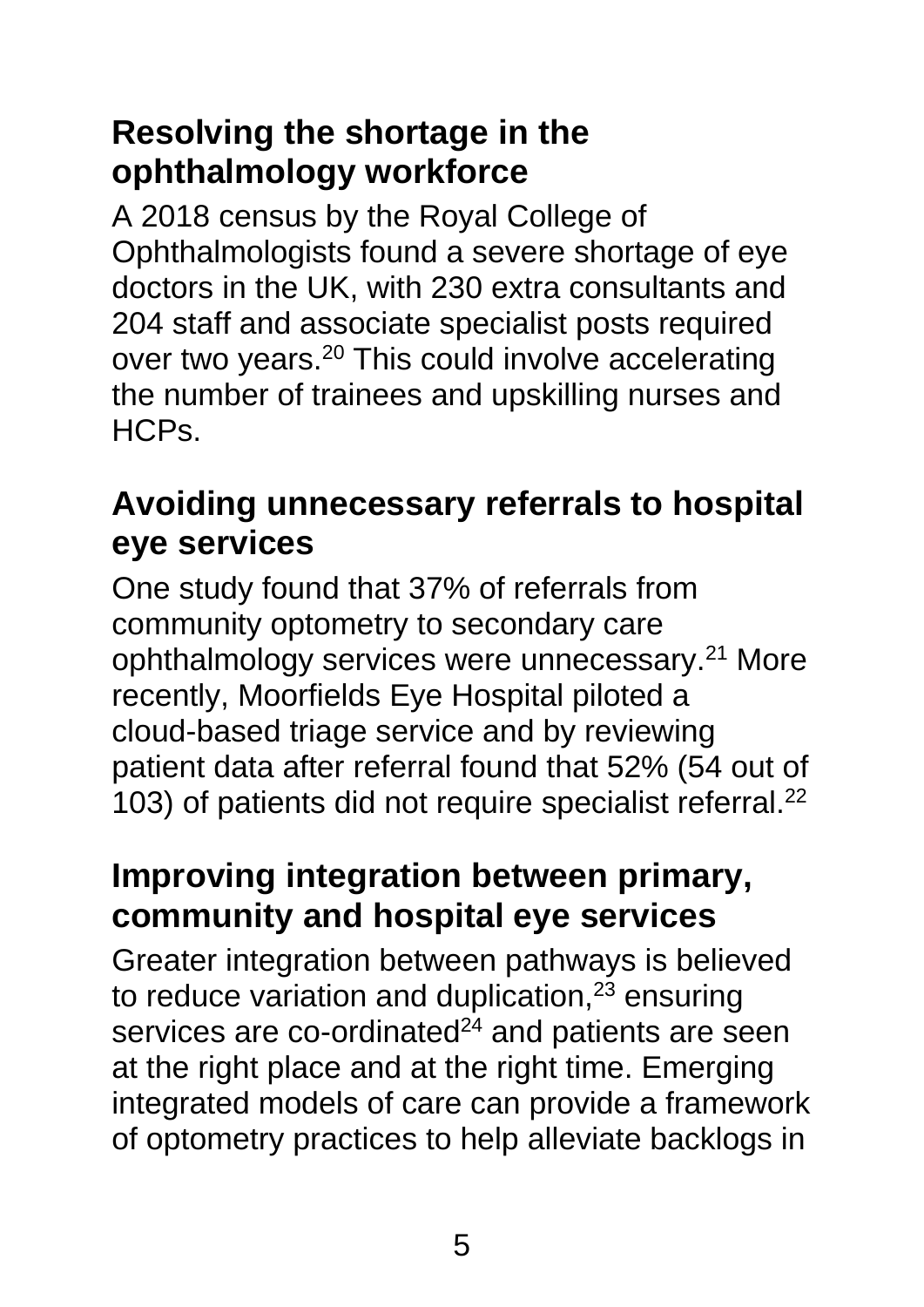## Resolving the shortage in the ophthalmology workforce

A 2018 census by the Royal College of Ophthalmologists found a severe shortage of eye doctors in the UK, with 230 extra consultants and 204 staff and associate specialist posts required over two years.[20] This could involve accelerating the number of trainees and upskilling nurses and HCPs.

## Avoiding unnecessary referrals to hospital eye services

One study found that 37% of referrals from community optometry to secondary care ophthalmology services were unnecessary.[21] More recently, Moorfields Eye Hospital piloted a cloud-based triage service and by reviewing patient data after referral found that 52% (54 out of 103) of patients did not require specialist referral.[22]

## Improving integration between primary, community and hospital eye services

Greater integration between pathways is believed to reduce variation and duplication,[23] ensuring services are co-ordinated[24] and patients are seen at the right place and at the right time. Emerging integrated models of care can provide a framework of optometry practices to help alleviate backlogs in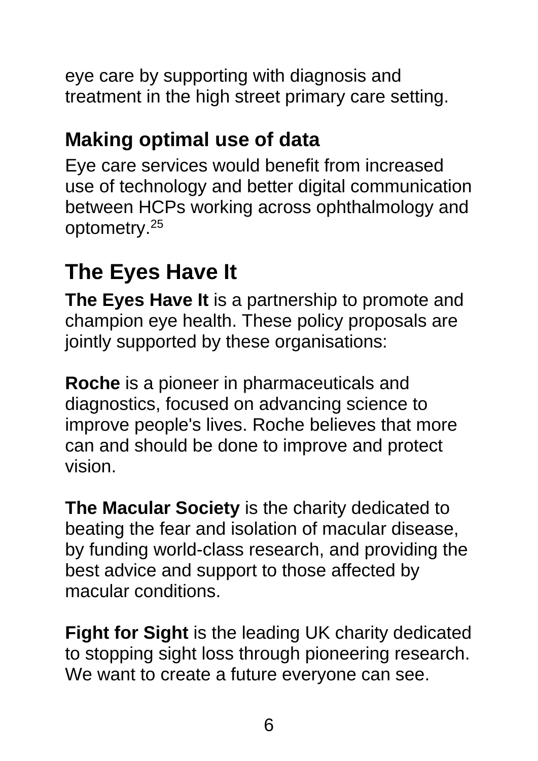eye care by supporting with diagnosis and treatment in the high street primary care setting.

### Making optimal use of data

Eye care services would benefit from increased use of technology and better digital communication between HCPs working across ophthalmology and optometry.[25]

## The Eyes Have It

**The Eyes Have It** is a partnership to promote and champion eye health. These policy proposals are jointly supported by these organisations:

**Roche** is a pioneer in pharmaceuticals and diagnostics, focused on advancing science to improve people's lives. Roche believes that more can and should be done to improve and protect vision.

**The Macular Society** is the charity dedicated to beating the fear and isolation of macular disease, by funding world-class research, and providing the best advice and support to those affected by macular conditions.

**Fight for Sight** is the leading UK charity dedicated to stopping sight loss through pioneering research. We want to create a future everyone can see.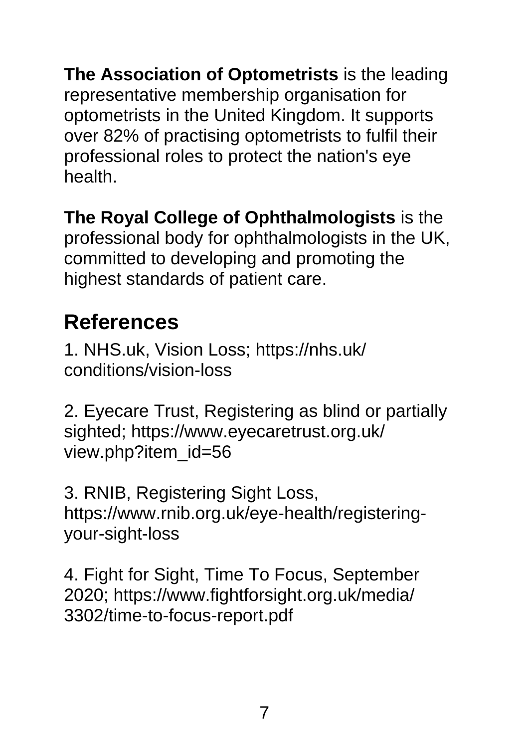**The Association of Optometrists** is the leading representative membership organisation for optometrists in the United Kingdom. It supports over 82% of practising optometrists to fulfil their professional roles to protect the nation's eye health.

**The Royal College of Ophthalmologists** is the professional body for ophthalmologists in the UK, committed to developing and promoting the highest standards of patient care.

## References

1. NHS.uk, Vision Loss; https://nhs.uk/conditions/vision-loss

2. Eyecare Trust, Registering as blind or partially sighted; https://www.eyecaretrust.org.uk/view.php?item_id=56

3. RNIB, Registering Sight Loss, https://www.rnib.org.uk/eye-health/registering-your-sight-loss

4. Fight for Sight, Time To Focus, September 2020; https://www.fightforsight.org.uk/media/3302/time-to-focus-report.pdf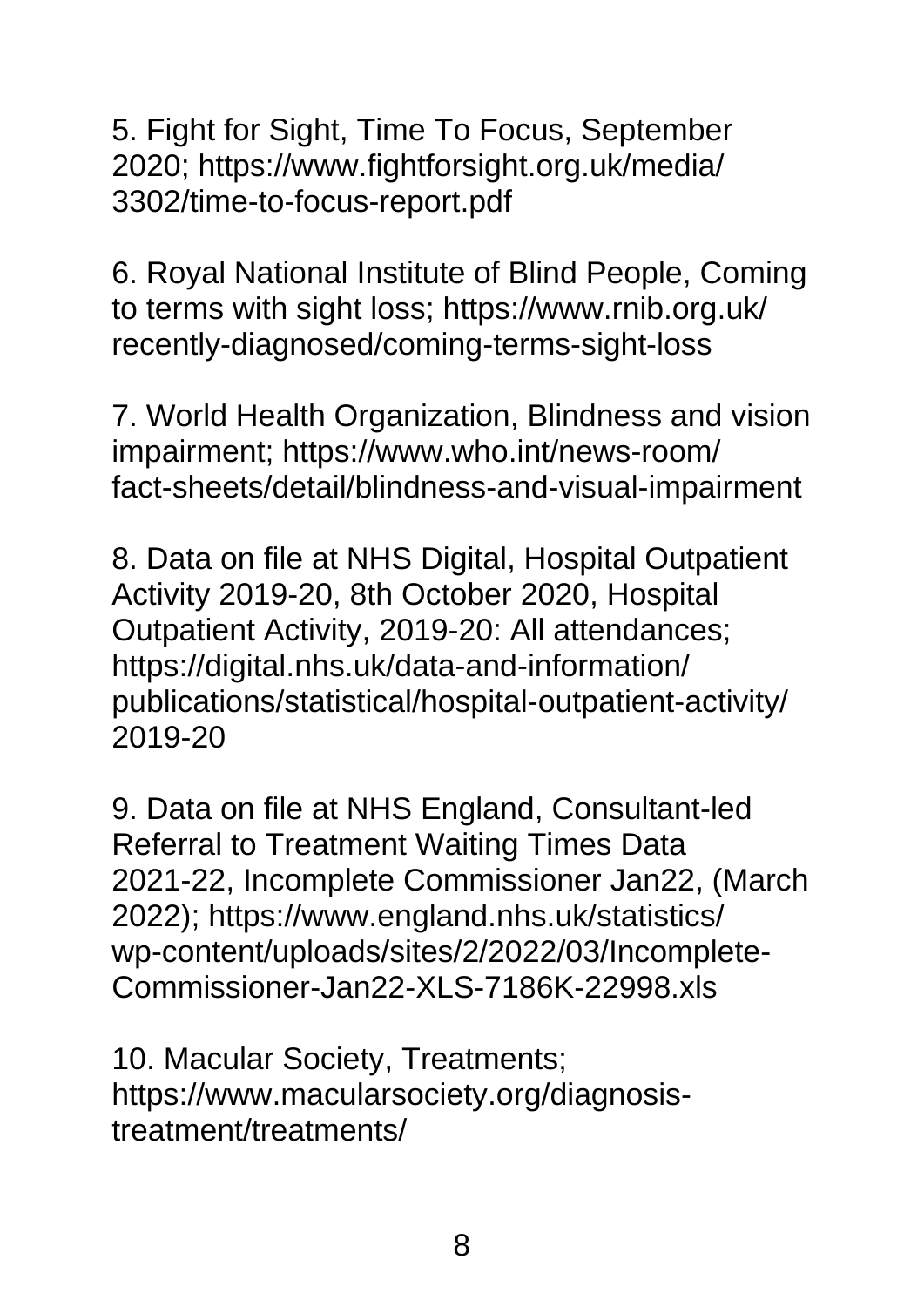5. Fight for Sight, Time To Focus, September 2020; https://www.fightforsight.org.uk/media/3302/time-to-focus-report.pdf

6. Royal National Institute of Blind People, Coming to terms with sight loss; https://www.rnib.org.uk/recently-diagnosed/coming-terms-sight-loss

7. World Health Organization, Blindness and vision impairment; https://www.who.int/news-room/fact-sheets/detail/blindness-and-visual-impairment

8. Data on file at NHS Digital, Hospital Outpatient Activity 2019-20, 8th October 2020, Hospital Outpatient Activity, 2019-20: All attendances; https://digital.nhs.uk/data-and-information/publications/statistical/hospital-outpatient-activity/2019-20

9. Data on file at NHS England, Consultant-led Referral to Treatment Waiting Times Data 2021-22, Incomplete Commissioner Jan22, (March 2022); https://www.england.nhs.uk/statistics/wp-content/uploads/sites/2/2022/03/Incomplete-Commissioner-Jan22-XLS-7186K-22998.xls

10. Macular Society, Treatments; https://www.macularsociety.org/diagnosis-treatment/treatments/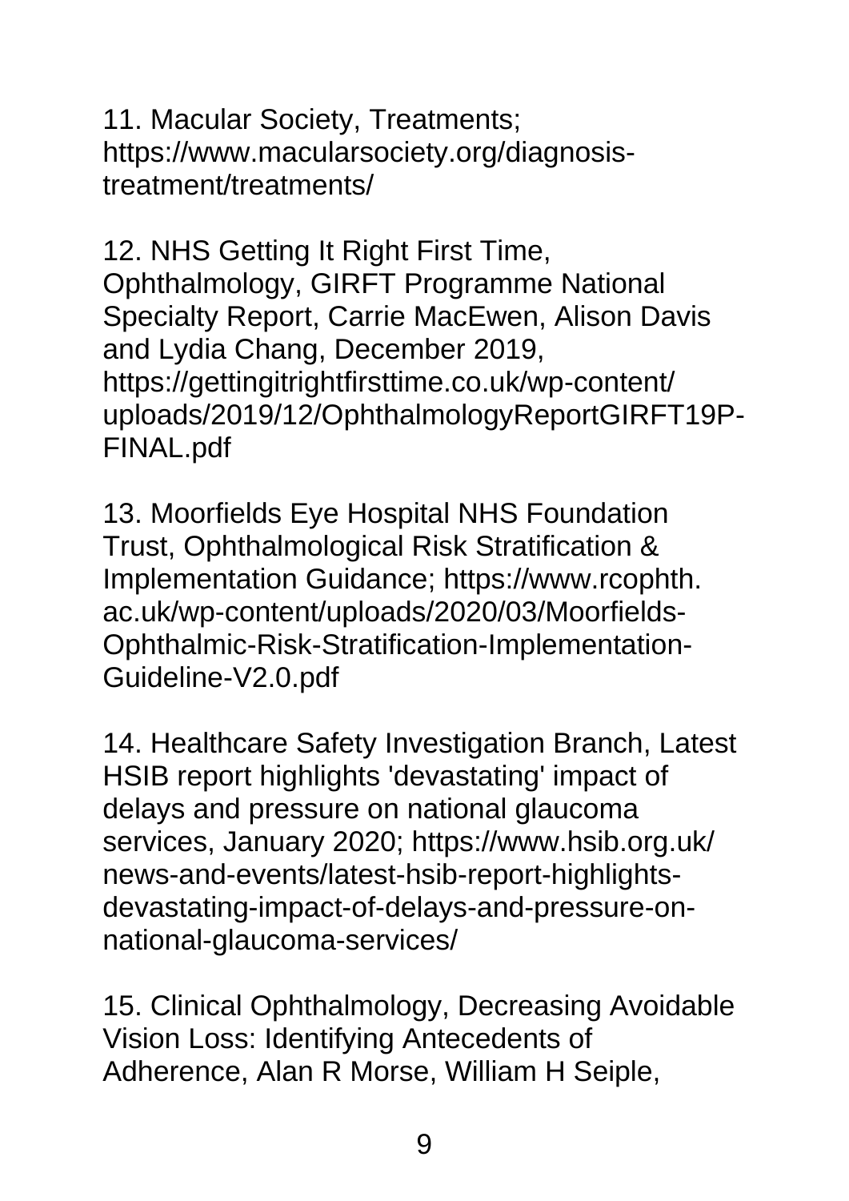11. Macular Society, Treatments; https://www.macularsociety.org/diagnosis-treatment/treatments/

12. NHS Getting It Right First Time, Ophthalmology, GIRFT Programme National Specialty Report, Carrie MacEwen, Alison Davis and Lydia Chang, December 2019, https://gettingitrightfirsttime.co.uk/wp-content/uploads/2019/12/OphthalmologyReportGIRFT19P-FINAL.pdf

13. Moorfields Eye Hospital NHS Foundation Trust, Ophthalmological Risk Stratification & Implementation Guidance; https://www.rcophth.ac.uk/wp-content/uploads/2020/03/Moorfields-Ophthalmic-Risk-Stratification-Implementation-Guideline-V2.0.pdf

14. Healthcare Safety Investigation Branch, Latest HSIB report highlights 'devastating' impact of delays and pressure on national glaucoma services, January 2020; https://www.hsib.org.uk/news-and-events/latest-hsib-report-highlights-devastating-impact-of-delays-and-pressure-on-national-glaucoma-services/

15. Clinical Ophthalmology, Decreasing Avoidable Vision Loss: Identifying Antecedents of Adherence, Alan R Morse, William H Seiple,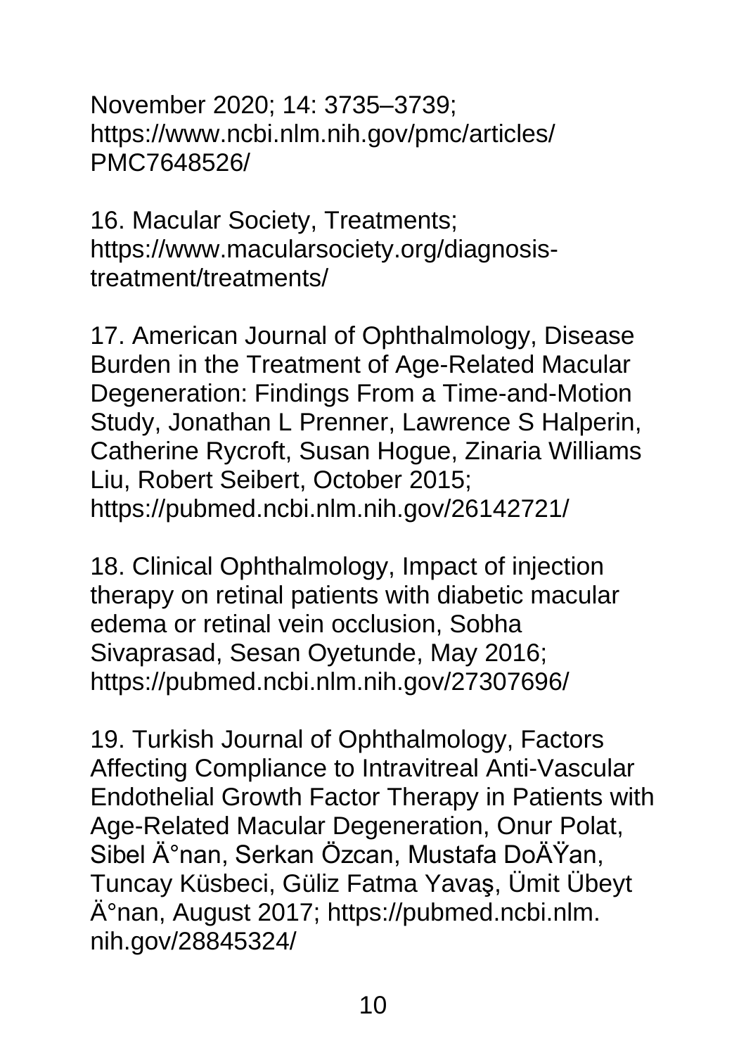November 2020; 14: 3735–3739; https://www.ncbi.nlm.nih.gov/pmc/articles/PMC7648526/

16. Macular Society, Treatments; https://www.macularsociety.org/diagnosis-treatment/treatments/

17. American Journal of Ophthalmology, Disease Burden in the Treatment of Age-Related Macular Degeneration: Findings From a Time-and-Motion Study, Jonathan L Prenner, Lawrence S Halperin, Catherine Rycroft, Susan Hogue, Zinaria Williams Liu, Robert Seibert, October 2015; https://pubmed.ncbi.nlm.nih.gov/26142721/

18. Clinical Ophthalmology, Impact of injection therapy on retinal patients with diabetic macular edema or retinal vein occlusion, Sobha Sivaprasad, Sesan Oyetunde, May 2016; https://pubmed.ncbi.nlm.nih.gov/27307696/

19. Turkish Journal of Ophthalmology, Factors Affecting Compliance to Intravitreal Anti-Vascular Endothelial Growth Factor Therapy in Patients with Age-Related Macular Degeneration, Onur Polat, Sibel Ä°nan, Serkan Özcan, Mustafa DoÄŸan, Tuncay Küsbeci, Güliz Fatma Yavaş, Ümit Übeyt Ä°nan, August 2017; https://pubmed.ncbi.nlm.nih.gov/28845324/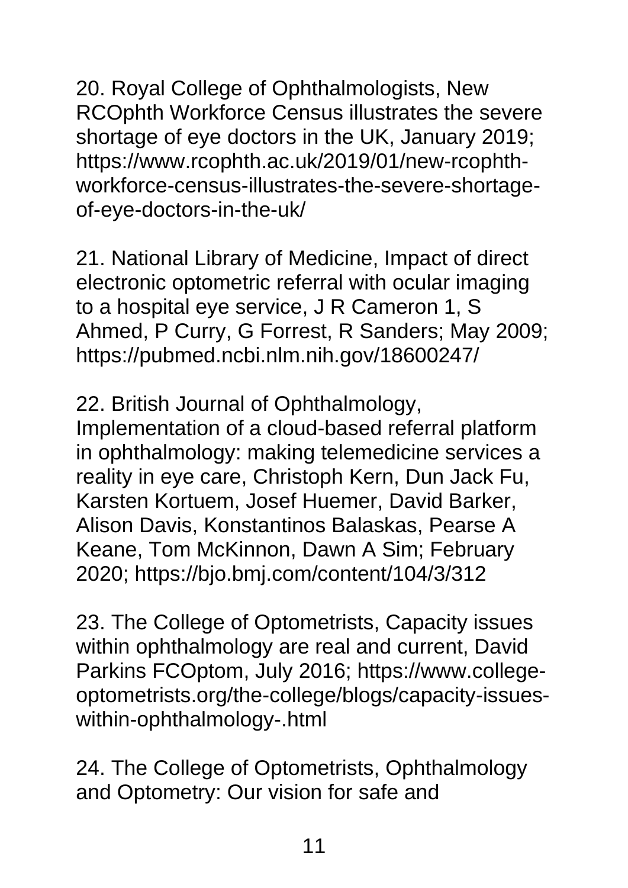20. Royal College of Ophthalmologists, New RCOphth Workforce Census illustrates the severe shortage of eye doctors in the UK, January 2019; https://www.rcophth.ac.uk/2019/01/new-rcophth-workforce-census-illustrates-the-severe-shortage-of-eye-doctors-in-the-uk/

21. National Library of Medicine, Impact of direct electronic optometric referral with ocular imaging to a hospital eye service, J R Cameron 1, S Ahmed, P Curry, G Forrest, R Sanders; May 2009; https://pubmed.ncbi.nlm.nih.gov/18600247/

22. British Journal of Ophthalmology, Implementation of a cloud-based referral platform in ophthalmology: making telemedicine services a reality in eye care, Christoph Kern, Dun Jack Fu, Karsten Kortuem, Josef Huemer, David Barker, Alison Davis, Konstantinos Balaskas, Pearse A Keane, Tom McKinnon, Dawn A Sim; February 2020; https://bjo.bmj.com/content/104/3/312

23. The College of Optometrists, Capacity issues within ophthalmology are real and current, David Parkins FCOptom, July 2016; https://www.college-optometrists.org/the-college/blogs/capacity-issues-within-ophthalmology-.html

24. The College of Optometrists, Ophthalmology and Optometry: Our vision for safe and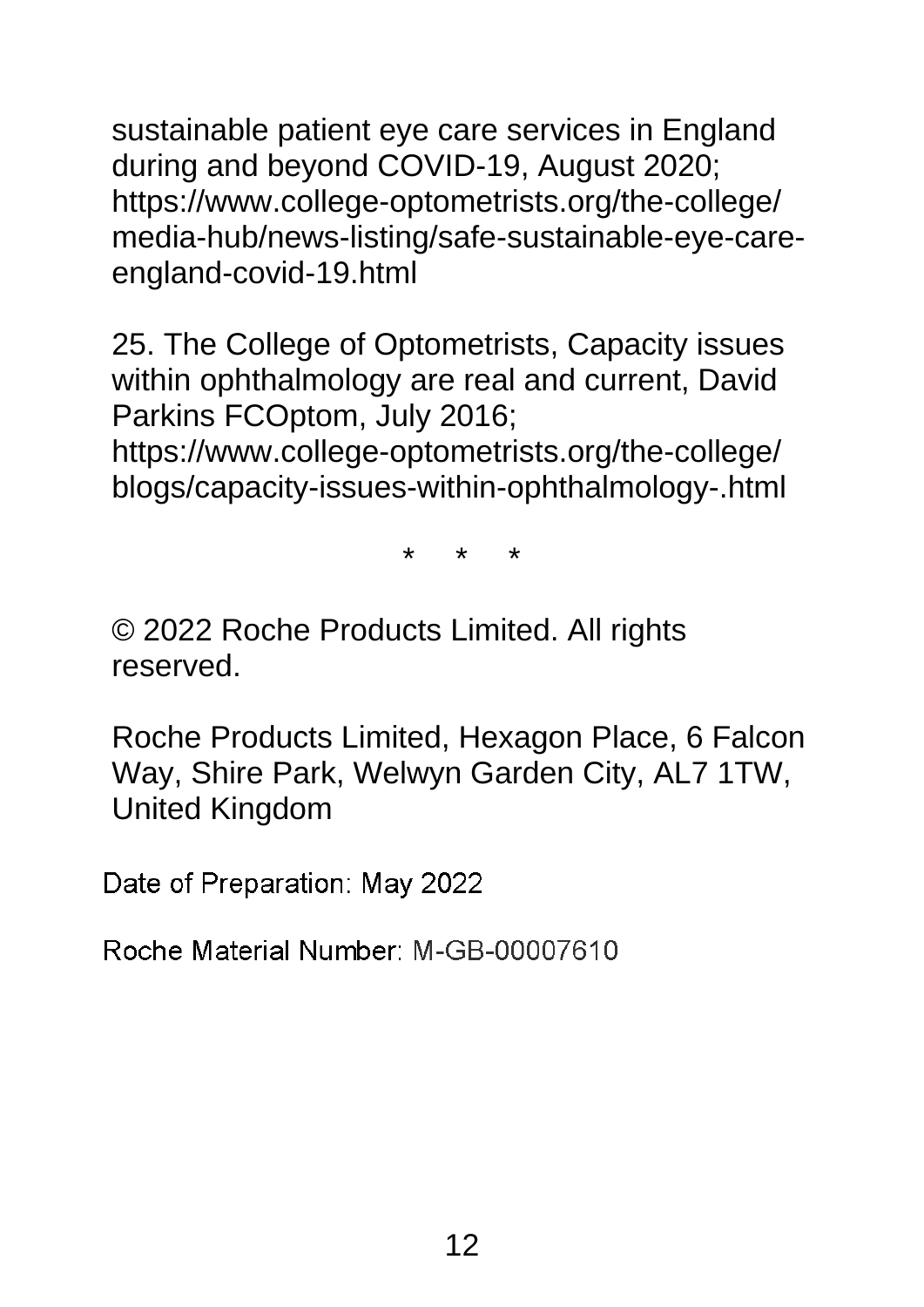sustainable patient eye care services in England during and beyond COVID-19, August 2020; https://www.college-optometrists.org/the-college/media-hub/news-listing/safe-sustainable-eye-care-england-covid-19.html

25. The College of Optometrists, Capacity issues within ophthalmology are real and current, David Parkins FCOptom, July 2016; https://www.college-optometrists.org/the-college/blogs/capacity-issues-within-ophthalmology-.html

\* \* \*

© 2022 Roche Products Limited. All rights reserved.

Roche Products Limited, Hexagon Place, 6 Falcon Way, Shire Park, Welwyn Garden City, AL7 1TW, United Kingdom

Date of Preparation: May 2022

Roche Material Number: M-GB-00007610